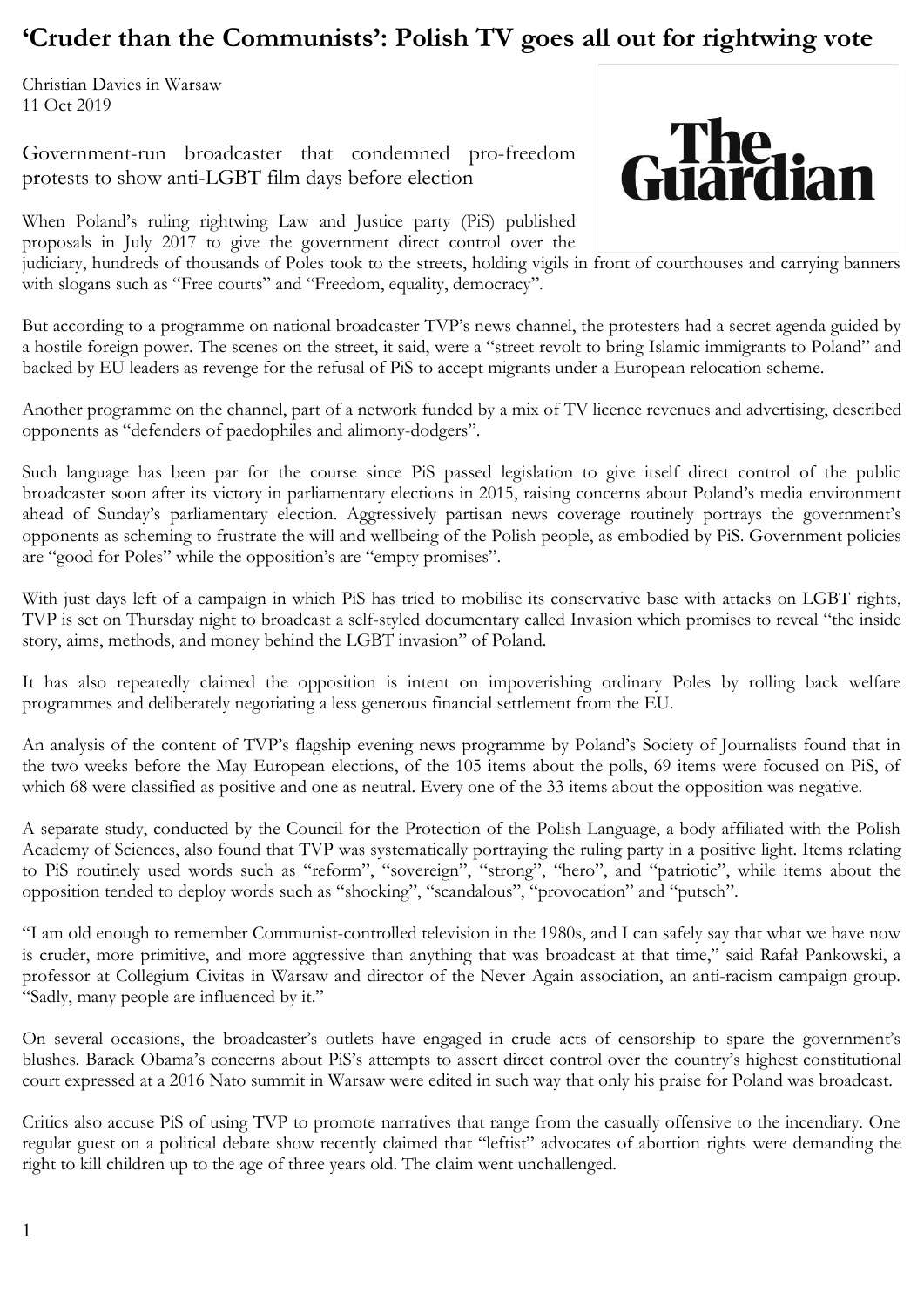# 'Cruder than the Communists': Polish TV goes all out for rightwing vote

Christian Davies in Warsaw
11 Oct 2019

## Government-run broadcaster that condemned pro-freedom protests to show anti-LGBT film days before election

When Poland's ruling rightwing Law and Justice party (PiS) published proposals in July 2017 to give the government direct control over the judiciary, hundreds of thousands of Poles took to the streets, holding vigils in front of courthouses and carrying banners with slogans such as "Free courts" and "Freedom, equality, democracy".

But according to a programme on national broadcaster TVP's news channel, the protesters had a secret agenda guided by a hostile foreign power. The scenes on the street, it said, were a "street revolt to bring Islamic immigrants to Poland" and backed by EU leaders as revenge for the refusal of PiS to accept migrants under a European relocation scheme.

Another programme on the channel, part of a network funded by a mix of TV licence revenues and advertising, described opponents as "defenders of paedophiles and alimony-dodgers".

Such language has been par for the course since PiS passed legislation to give itself direct control of the public broadcaster soon after its victory in parliamentary elections in 2015, raising concerns about Poland's media environment ahead of Sunday's parliamentary election. Aggressively partisan news coverage routinely portrays the government's opponents as scheming to frustrate the will and wellbeing of the Polish people, as embodied by PiS. Government policies are "good for Poles" while the opposition's are "empty promises".

With just days left of a campaign in which PiS has tried to mobilise its conservative base with attacks on LGBT rights, TVP is set on Thursday night to broadcast a self-styled documentary called Invasion which promises to reveal "the inside story, aims, methods, and money behind the LGBT invasion" of Poland.

It has also repeatedly claimed the opposition is intent on impoverishing ordinary Poles by rolling back welfare programmes and deliberately negotiating a less generous financial settlement from the EU.

An analysis of the content of TVP's flagship evening news programme by Poland's Society of Journalists found that in the two weeks before the May European elections, of the 105 items about the polls, 69 items were focused on PiS, of which 68 were classified as positive and one as neutral. Every one of the 33 items about the opposition was negative.

A separate study, conducted by the Council for the Protection of the Polish Language, a body affiliated with the Polish Academy of Sciences, also found that TVP was systematically portraying the ruling party in a positive light. Items relating to PiS routinely used words such as "reform", "sovereign", "strong", "hero", and "patriotic", while items about the opposition tended to deploy words such as "shocking", "scandalous", "provocation" and "putsch".

"I am old enough to remember Communist-controlled television in the 1980s, and I can safely say that what we have now is cruder, more primitive, and more aggressive than anything that was broadcast at that time," said Rafał Pankowski, a professor at Collegium Civitas in Warsaw and director of the Never Again association, an anti-racism campaign group. "Sadly, many people are influenced by it."

On several occasions, the broadcaster's outlets have engaged in crude acts of censorship to spare the government's blushes. Barack Obama's concerns about PiS's attempts to assert direct control over the country's highest constitutional court expressed at a 2016 Nato summit in Warsaw were edited in such way that only his praise for Poland was broadcast.

Critics also accuse PiS of using TVP to promote narratives that range from the casually offensive to the incendiary. One regular guest on a political debate show recently claimed that "leftist" advocates of abortion rights were demanding the right to kill children up to the age of three years old. The claim went unchallenged.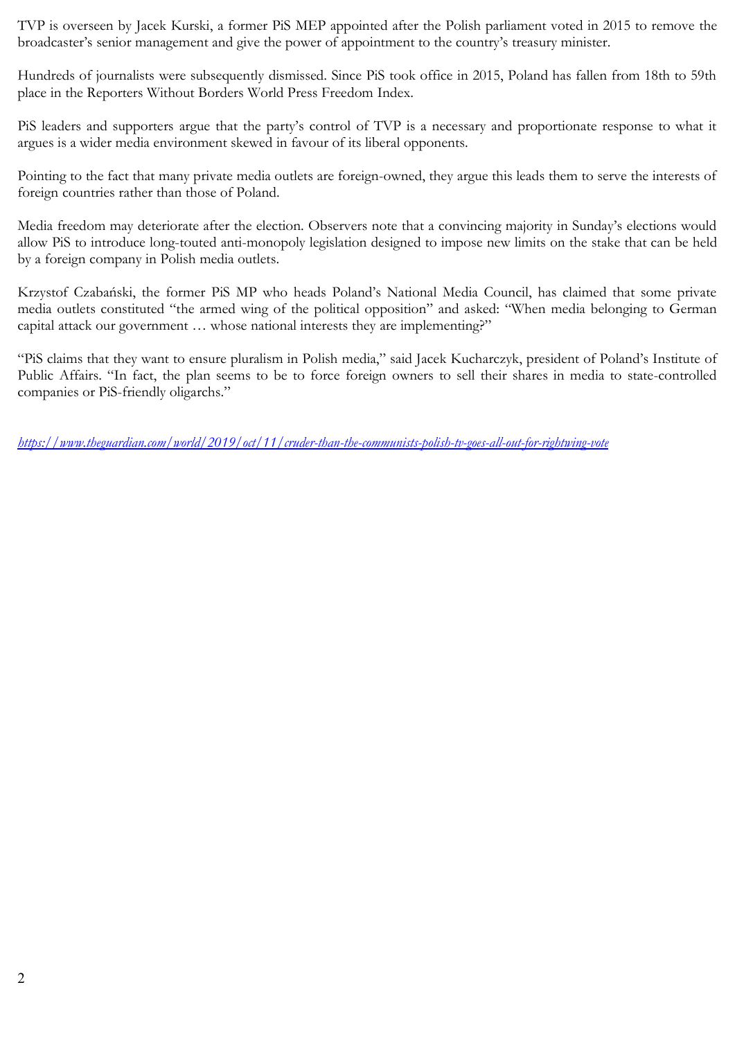TVP is overseen by Jacek Kurski, a former PiS MEP appointed after the Polish parliament voted in 2015 to remove the broadcaster's senior management and give the power of appointment to the country's treasury minister.

Hundreds of journalists were subsequently dismissed. Since PiS took office in 2015, Poland has fallen from 18th to 59th place in the Reporters Without Borders World Press Freedom Index.

PiS leaders and supporters argue that the party's control of TVP is a necessary and proportionate response to what it argues is a wider media environment skewed in favour of its liberal opponents.

Pointing to the fact that many private media outlets are foreign-owned, they argue this leads them to serve the interests of foreign countries rather than those of Poland.

Media freedom may deteriorate after the election. Observers note that a convincing majority in Sunday's elections would allow PiS to introduce long-touted anti-monopoly legislation designed to impose new limits on the stake that can be held by a foreign company in Polish media outlets.

Krzysztof Czabański, the former PiS MP who heads Poland's National Media Council, has claimed that some private media outlets constituted "the armed wing of the political opposition" and asked: "When media belonging to German capital attack our government … whose national interests they are implementing?"

"PiS claims that they want to ensure pluralism in Polish media," said Jacek Kucharczyk, president of Poland's Institute of Public Affairs. "In fact, the plan seems to be to force foreign owners to sell their shares in media to state-controlled companies or PiS-friendly oligarchs."

*https://www.theguardian.com/world/2019/oct/11/cruder-than-the-communists-polish-tv-goes-all-out-for-rightwing-vote*